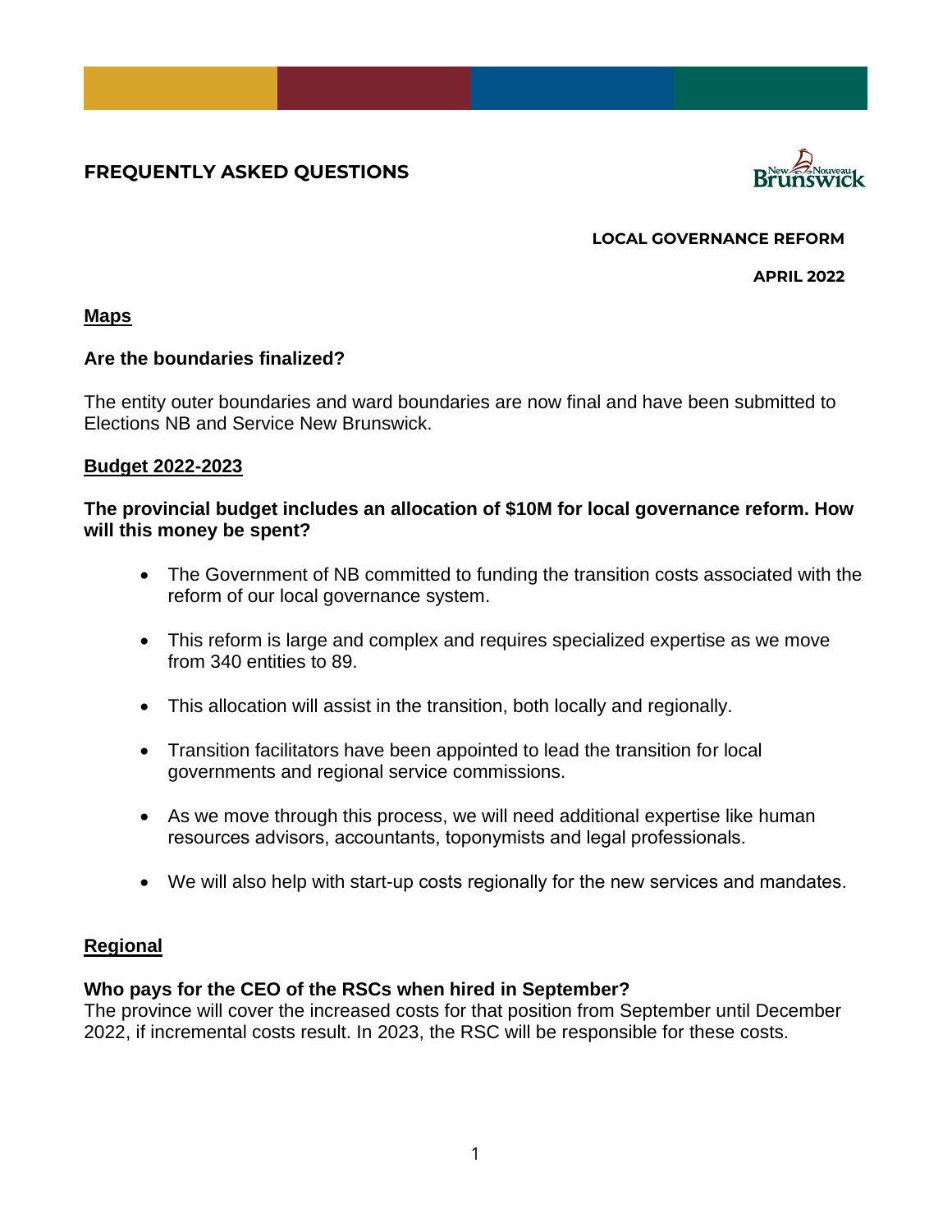# FREQUENTLY ASKED QUESTIONS

**LOCAL GOVERNANCE REFORM**

**APRIL 2022**

## Maps

### Are the boundaries finalized?

The entity outer boundaries and ward boundaries are now final and have been submitted to Elections NB and Service New Brunswick.

## Budget 2022-2023

### The provincial budget includes an allocation of $10M for local governance reform. How will this money be spent?

- The Government of NB committed to funding the transition costs associated with the reform of our local governance system.
- This reform is large and complex and requires specialized expertise as we move from 340 entities to 89.
- This allocation will assist in the transition, both locally and regionally.
- Transition facilitators have been appointed to lead the transition for local governments and regional service commissions.
- As we move through this process, we will need additional expertise like human resources advisors, accountants, toponymists and legal professionals.
- We will also help with start-up costs regionally for the new services and mandates.

## Regional

### Who pays for the CEO of the RSCs when hired in September?

The province will cover the increased costs for that position from September until December 2022, if incremental costs result. In 2023, the RSC will be responsible for these costs.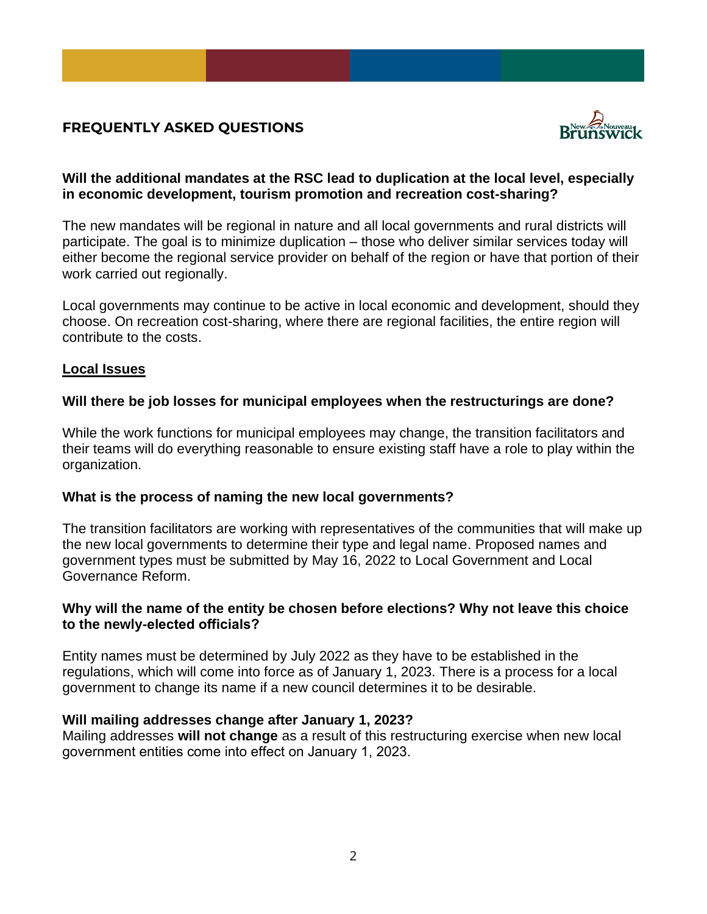**Will the additional mandates at the RSC lead to duplication at the local level, especially in economic development, tourism promotion and recreation cost-sharing?**

The new mandates will be regional in nature and all local governments and rural districts will participate. The goal is to minimize duplication – those who deliver similar services today will either become the regional service provider on behalf of the region or have that portion of their work carried out regionally.

Local governments may continue to be active in local economic and development, should they choose. On recreation cost-sharing, where there are regional facilities, the entire region will contribute to the costs.

## Local Issues

**Will there be job losses for municipal employees when the restructurings are done?**

While the work functions for municipal employees may change, the transition facilitators and their teams will do everything reasonable to ensure existing staff have a role to play within the organization.

**What is the process of naming the new local governments?**

The transition facilitators are working with representatives of the communities that will make up the new local governments to determine their type and legal name. Proposed names and government types must be submitted by May 16, 2022 to Local Government and Local Governance Reform.

**Why will the name of the entity be chosen before elections? Why not leave this choice to the newly-elected officials?**

Entity names must be determined by July 2022 as they have to be established in the regulations, which will come into force as of January 1, 2023. There is a process for a local government to change its name if a new council determines it to be desirable.

**Will mailing addresses change after January 1, 2023?**
Mailing addresses **will not change** as a result of this restructuring exercise when new local government entities come into effect on January 1, 2023.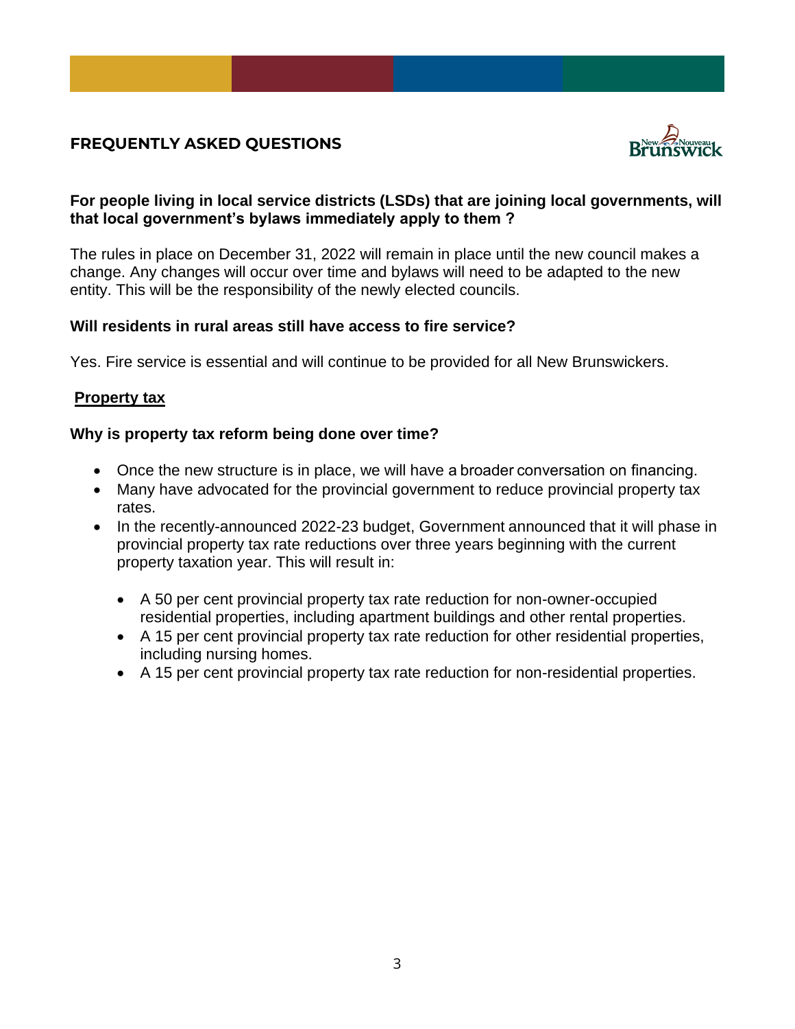## FREQUENTLY ASKED QUESTIONS

**For people living in local service districts (LSDs) that are joining local governments, will that local government's bylaws immediately apply to them ?**

The rules in place on December 31, 2022 will remain in place until the new council makes a change. Any changes will occur over time and bylaws will need to be adapted to the new entity. This will be the responsibility of the newly elected councils.

**Will residents in rural areas still have access to fire service?**

Yes. Fire service is essential and will continue to be provided for all New Brunswickers.

### Property tax

**Why is property tax reform being done over time?**

- Once the new structure is in place, we will have a broader conversation on financing.
- Many have advocated for the provincial government to reduce provincial property tax rates.
- In the recently-announced 2022-23 budget, Government announced that it will phase in provincial property tax rate reductions over three years beginning with the current property taxation year. This will result in:
  - A 50 per cent provincial property tax rate reduction for non-owner-occupied residential properties, including apartment buildings and other rental properties.
  - A 15 per cent provincial property tax rate reduction for other residential properties, including nursing homes.
  - A 15 per cent provincial property tax rate reduction for non-residential properties.